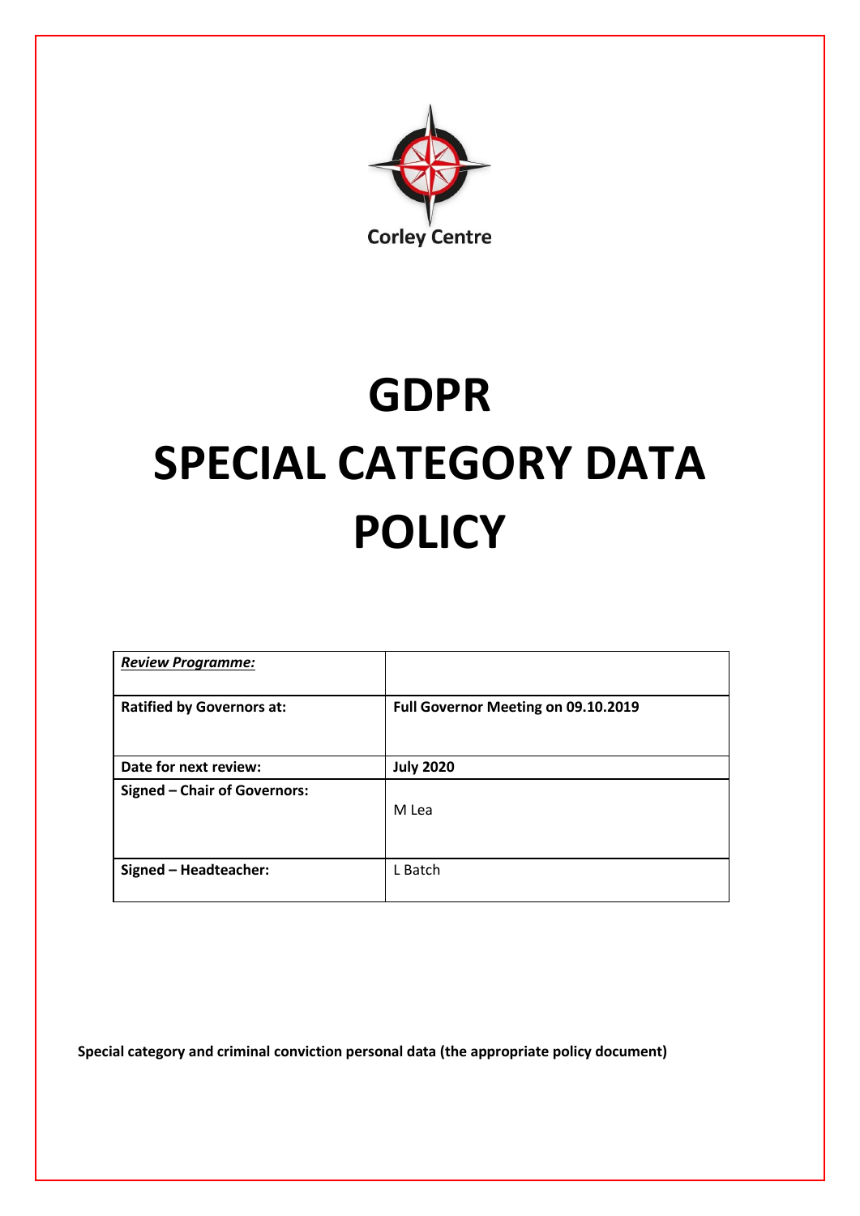Corley Centre

# GDPR SPECIAL CATEGORY DATA POLICY

| ***Review Programme:*** | |
|---|---|
| **Ratified by Governors at:** | **Full Governor Meeting on 09.10.2019** |
| **Date for next review:** | **July 2020** |
| **Signed – Chair of Governors:** | M Lea |
| **Signed – Headteacher:** | L Batch |

**Special category and criminal conviction personal data (the appropriate policy document)**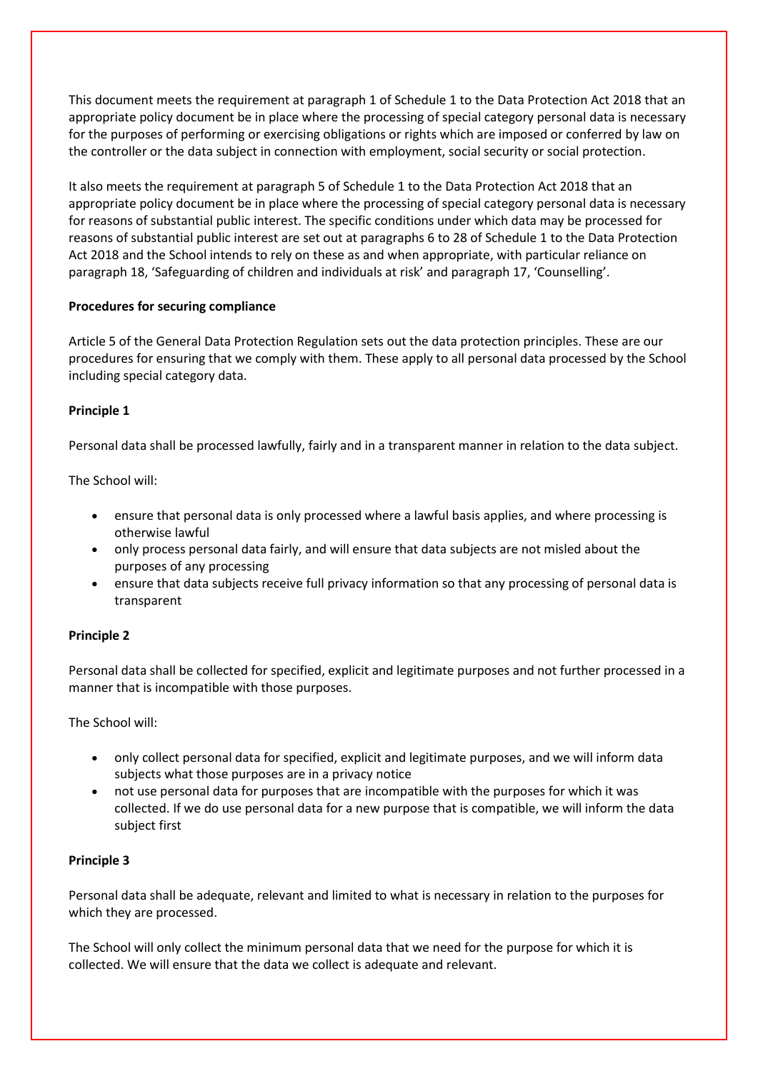This document meets the requirement at paragraph 1 of Schedule 1 to the Data Protection Act 2018 that an appropriate policy document be in place where the processing of special category personal data is necessary for the purposes of performing or exercising obligations or rights which are imposed or conferred by law on the controller or the data subject in connection with employment, social security or social protection.

It also meets the requirement at paragraph 5 of Schedule 1 to the Data Protection Act 2018 that an appropriate policy document be in place where the processing of special category personal data is necessary for reasons of substantial public interest. The specific conditions under which data may be processed for reasons of substantial public interest are set out at paragraphs 6 to 28 of Schedule 1 to the Data Protection Act 2018 and the School intends to rely on these as and when appropriate, with particular reliance on paragraph 18, 'Safeguarding of children and individuals at risk' and paragraph 17, 'Counselling'.

**Procedures for securing compliance**

Article 5 of the General Data Protection Regulation sets out the data protection principles. These are our procedures for ensuring that we comply with them. These apply to all personal data processed by the School including special category data.

**Principle 1**

Personal data shall be processed lawfully, fairly and in a transparent manner in relation to the data subject.

The School will:

- ensure that personal data is only processed where a lawful basis applies, and where processing is otherwise lawful
- only process personal data fairly, and will ensure that data subjects are not misled about the purposes of any processing
- ensure that data subjects receive full privacy information so that any processing of personal data is transparent

**Principle 2**

Personal data shall be collected for specified, explicit and legitimate purposes and not further processed in a manner that is incompatible with those purposes.

The School will:

- only collect personal data for specified, explicit and legitimate purposes, and we will inform data subjects what those purposes are in a privacy notice
- not use personal data for purposes that are incompatible with the purposes for which it was collected. If we do use personal data for a new purpose that is compatible, we will inform the data subject first

**Principle 3**

Personal data shall be adequate, relevant and limited to what is necessary in relation to the purposes for which they are processed.

The School will only collect the minimum personal data that we need for the purpose for which it is collected. We will ensure that the data we collect is adequate and relevant.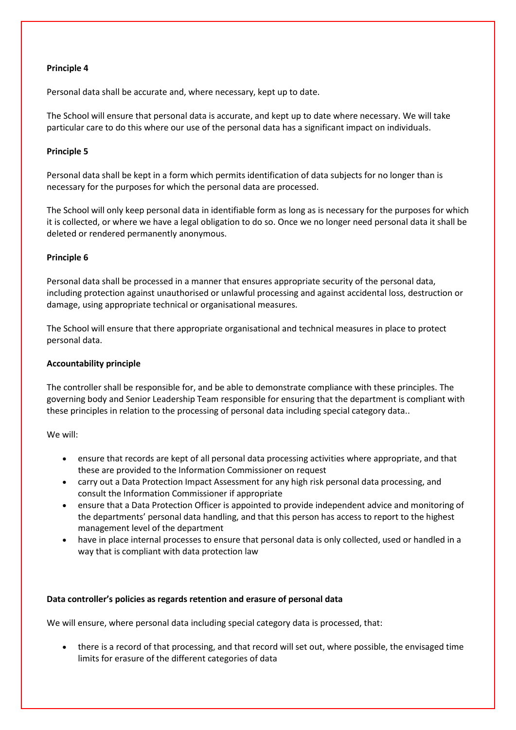**Principle 4**

Personal data shall be accurate and, where necessary, kept up to date.

The School will ensure that personal data is accurate, and kept up to date where necessary. We will take particular care to do this where our use of the personal data has a significant impact on individuals.

**Principle 5**

Personal data shall be kept in a form which permits identification of data subjects for no longer than is necessary for the purposes for which the personal data are processed.

The School will only keep personal data in identifiable form as long as is necessary for the purposes for which it is collected, or where we have a legal obligation to do so. Once we no longer need personal data it shall be deleted or rendered permanently anonymous.

**Principle 6**

Personal data shall be processed in a manner that ensures appropriate security of the personal data, including protection against unauthorised or unlawful processing and against accidental loss, destruction or damage, using appropriate technical or organisational measures.

The School will ensure that there appropriate organisational and technical measures in place to protect personal data.

**Accountability principle**

The controller shall be responsible for, and be able to demonstrate compliance with these principles. The governing body and Senior Leadership Team responsible for ensuring that the department is compliant with these principles in relation to the processing of personal data including special category data..

We will:

- ensure that records are kept of all personal data processing activities where appropriate, and that these are provided to the Information Commissioner on request
- carry out a Data Protection Impact Assessment for any high risk personal data processing, and consult the Information Commissioner if appropriate
- ensure that a Data Protection Officer is appointed to provide independent advice and monitoring of the departments' personal data handling, and that this person has access to report to the highest management level of the department
- have in place internal processes to ensure that personal data is only collected, used or handled in a way that is compliant with data protection law

**Data controller's policies as regards retention and erasure of personal data**

We will ensure, where personal data including special category data is processed, that:

- there is a record of that processing, and that record will set out, where possible, the envisaged time limits for erasure of the different categories of data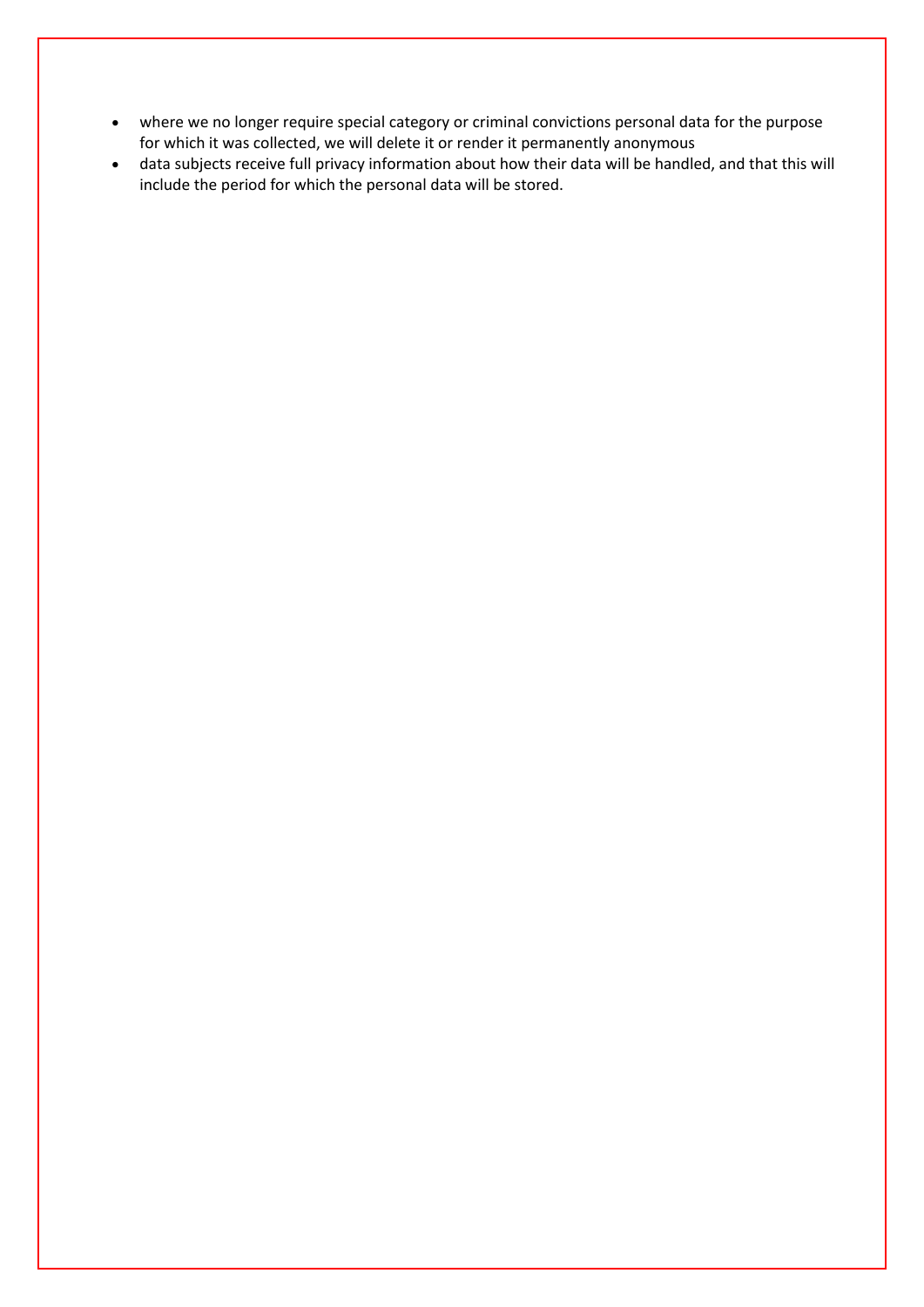- where we no longer require special category or criminal convictions personal data for the purpose for which it was collected, we will delete it or render it permanently anonymous
- data subjects receive full privacy information about how their data will be handled, and that this will include the period for which the personal data will be stored.